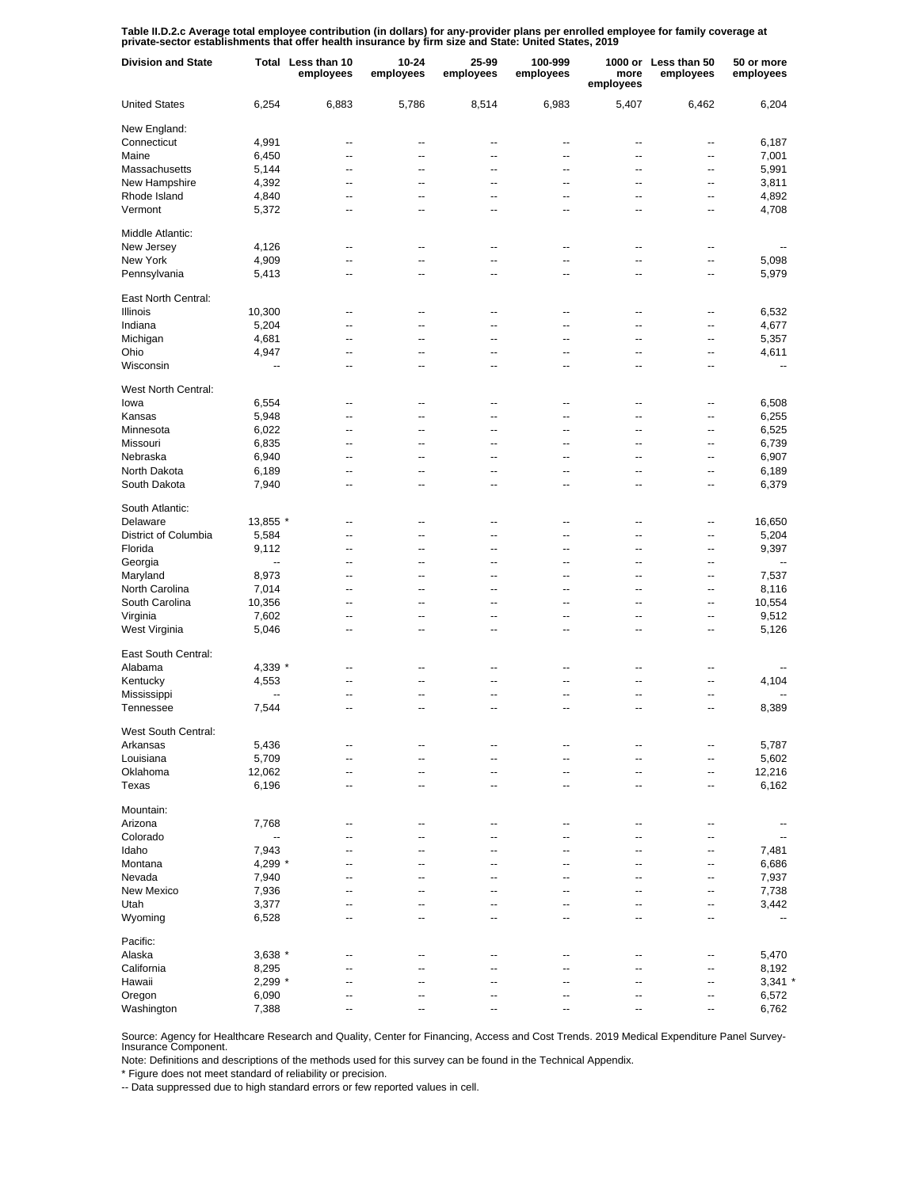**Table II.D.2.c Average total employee contribution (in dollars) for any-provider plans per enrolled employee for family coverage at private-sector establishments that offer health insurance by firm size and State: United States, 2019**

| Division and State | Total | Less than 10 employees | 10-24 employees | 25-99 employees | 100-999 employees | 1000 or more employees | Less than 50 employees | 50 or more employees |
|---|---|---|---|---|---|---|---|---|
| United States | 6,254 | 6,883 | 5,786 | 8,514 | 6,983 | 5,407 | 6,462 | 6,204 |
| New England: | | | | | | | | |
| Connecticut | 4,991 | -- | -- | -- | -- | -- | -- | 6,187 |
| Maine | 6,450 | -- | -- | -- | -- | -- | -- | 7,001 |
| Massachusetts | 5,144 | -- | -- | -- | -- | -- | -- | 5,991 |
| New Hampshire | 4,392 | -- | -- | -- | -- | -- | -- | 3,811 |
| Rhode Island | 4,840 | -- | -- | -- | -- | -- | -- | 4,892 |
| Vermont | 5,372 | -- | -- | -- | -- | -- | -- | 4,708 |
| Middle Atlantic: | | | | | | | | |
| New Jersey | 4,126 | -- | -- | -- | -- | -- | -- | -- |
| New York | 4,909 | -- | -- | -- | -- | -- | -- | 5,098 |
| Pennsylvania | 5,413 | -- | -- | -- | -- | -- | -- | 5,979 |
| East North Central: | | | | | | | | |
| Illinois | 10,300 | -- | -- | -- | -- | -- | -- | 6,532 |
| Indiana | 5,204 | -- | -- | -- | -- | -- | -- | 4,677 |
| Michigan | 4,681 | -- | -- | -- | -- | -- | -- | 5,357 |
| Ohio | 4,947 | -- | -- | -- | -- | -- | -- | 4,611 |
| Wisconsin | -- | -- | -- | -- | -- | -- | -- | -- |
| West North Central: | | | | | | | | |
| Iowa | 6,554 | -- | -- | -- | -- | -- | -- | 6,508 |
| Kansas | 5,948 | -- | -- | -- | -- | -- | -- | 6,255 |
| Minnesota | 6,022 | -- | -- | -- | -- | -- | -- | 6,525 |
| Missouri | 6,835 | -- | -- | -- | -- | -- | -- | 6,739 |
| Nebraska | 6,940 | -- | -- | -- | -- | -- | -- | 6,907 |
| North Dakota | 6,189 | -- | -- | -- | -- | -- | -- | 6,189 |
| South Dakota | 7,940 | -- | -- | -- | -- | -- | -- | 6,379 |
| South Atlantic: | | | | | | | | |
| Delaware | 13,855 * | -- | -- | -- | -- | -- | -- | 16,650 |
| District of Columbia | 5,584 | -- | -- | -- | -- | -- | -- | 5,204 |
| Florida | 9,112 | -- | -- | -- | -- | -- | -- | 9,397 |
| Georgia | -- | -- | -- | -- | -- | -- | -- | -- |
| Maryland | 8,973 | -- | -- | -- | -- | -- | -- | 7,537 |
| North Carolina | 7,014 | -- | -- | -- | -- | -- | -- | 8,116 |
| South Carolina | 10,356 | -- | -- | -- | -- | -- | -- | 10,554 |
| Virginia | 7,602 | -- | -- | -- | -- | -- | -- | 9,512 |
| West Virginia | 5,046 | -- | -- | -- | -- | -- | -- | 5,126 |
| East South Central: | | | | | | | | |
| Alabama | 4,339 * | -- | -- | -- | -- | -- | -- | -- |
| Kentucky | 4,553 | -- | -- | -- | -- | -- | -- | 4,104 |
| Mississippi | -- | -- | -- | -- | -- | -- | -- | -- |
| Tennessee | 7,544 | -- | -- | -- | -- | -- | -- | 8,389 |
| West South Central: | | | | | | | | |
| Arkansas | 5,436 | -- | -- | -- | -- | -- | -- | 5,787 |
| Louisiana | 5,709 | -- | -- | -- | -- | -- | -- | 5,602 |
| Oklahoma | 12,062 | -- | -- | -- | -- | -- | -- | 12,216 |
| Texas | 6,196 | -- | -- | -- | -- | -- | -- | 6,162 |
| Mountain: | | | | | | | | |
| Arizona | 7,768 | -- | -- | -- | -- | -- | -- | -- |
| Colorado | -- | -- | -- | -- | -- | -- | -- | -- |
| Idaho | 7,943 | -- | -- | -- | -- | -- | -- | 7,481 |
| Montana | 4,299 * | -- | -- | -- | -- | -- | -- | 6,686 |
| Nevada | 7,940 | -- | -- | -- | -- | -- | -- | 7,937 |
| New Mexico | 7,936 | -- | -- | -- | -- | -- | -- | 7,738 |
| Utah | 3,377 | -- | -- | -- | -- | -- | -- | 3,442 |
| Wyoming | 6,528 | -- | -- | -- | -- | -- | -- | -- |
| Pacific: | | | | | | | | |
| Alaska | 3,638 * | -- | -- | -- | -- | -- | -- | 5,470 |
| California | 8,295 | -- | -- | -- | -- | -- | -- | 8,192 |
| Hawaii | 2,299 * | -- | -- | -- | -- | -- | -- | 3,341 * |
| Oregon | 6,090 | -- | -- | -- | -- | -- | -- | 6,572 |
| Washington | 7,388 | -- | -- | -- | -- | -- | -- | 6,762 |

Source: Agency for Healthcare Research and Quality, Center for Financing, Access and Cost Trends. 2019 Medical Expenditure Panel Survey-Insurance Component.

Note: Definitions and descriptions of the methods used for this survey can be found in the Technical Appendix.

* Figure does not meet standard of reliability or precision.

-- Data suppressed due to high standard errors or few reported values in cell.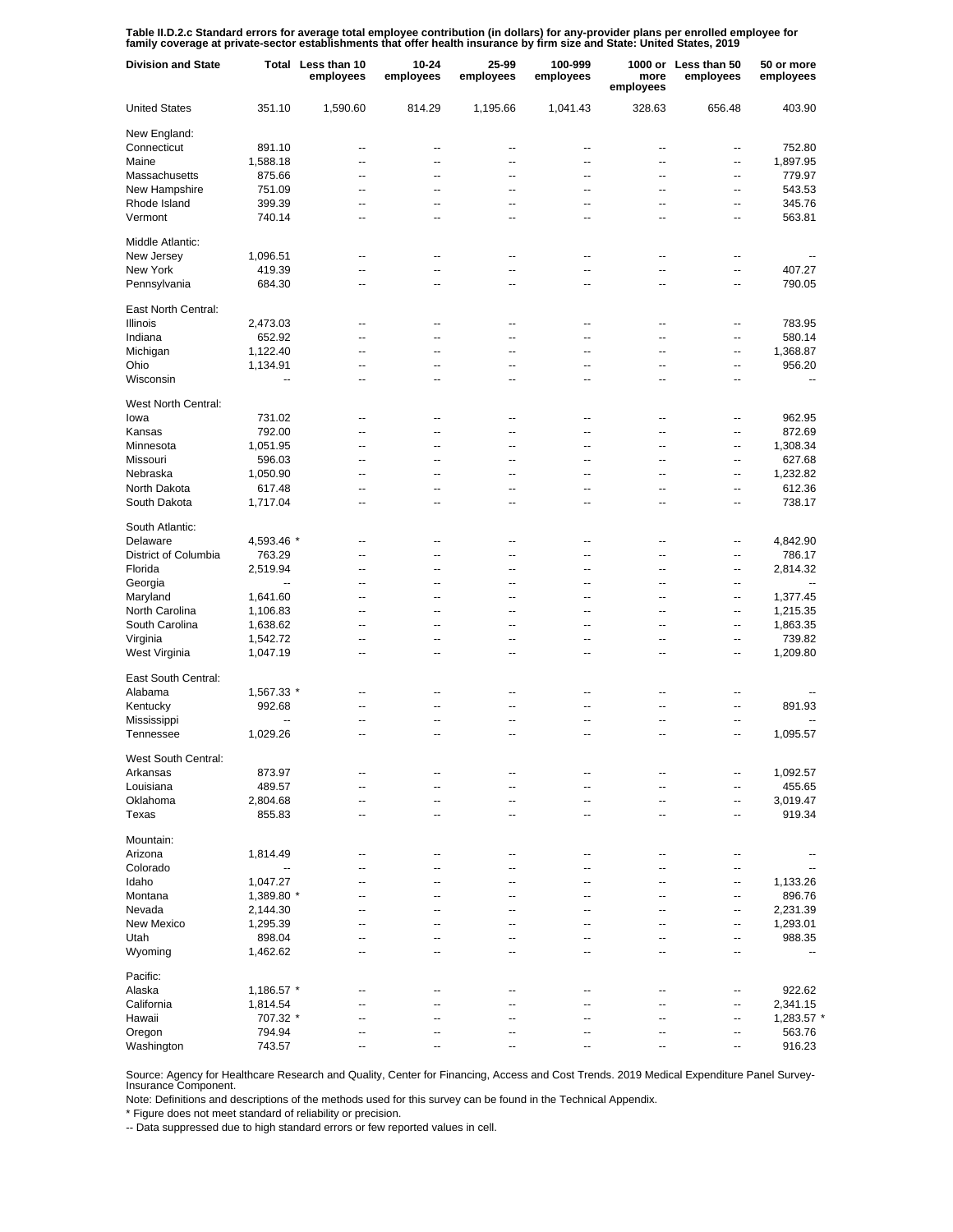**Table II.D.2.c Standard errors for average total employee contribution (in dollars) for any-provider plans per enrolled employee for family coverage at private-sector establishments that offer health insurance by firm size and State: United States, 2019**

| Division and State | Total | Less than 10 employees | 10-24 employees | 25-99 employees | 100-999 employees | 1000 or more employees | Less than 50 employees | 50 or more employees |
|---|---|---|---|---|---|---|---|---|
| United States | 351.10 | 1,590.60 | 814.29 | 1,195.66 | 1,041.43 | 328.63 | 656.48 | 403.90 |
| New England: | | | | | | | | |
| Connecticut | 891.10 | -- | -- | -- | -- | -- | -- | 752.80 |
| Maine | 1,588.18 | -- | -- | -- | -- | -- | -- | 1,897.95 |
| Massachusetts | 875.66 | -- | -- | -- | -- | -- | -- | 779.97 |
| New Hampshire | 751.09 | -- | -- | -- | -- | -- | -- | 543.53 |
| Rhode Island | 399.39 | -- | -- | -- | -- | -- | -- | 345.76 |
| Vermont | 740.14 | -- | -- | -- | -- | -- | -- | 563.81 |
| Middle Atlantic: | | | | | | | | |
| New Jersey | 1,096.51 | -- | -- | -- | -- | -- | -- | -- |
| New York | 419.39 | -- | -- | -- | -- | -- | -- | 407.27 |
| Pennsylvania | 684.30 | -- | -- | -- | -- | -- | -- | 790.05 |
| East North Central: | | | | | | | | |
| Illinois | 2,473.03 | -- | -- | -- | -- | -- | -- | 783.95 |
| Indiana | 652.92 | -- | -- | -- | -- | -- | -- | 580.14 |
| Michigan | 1,122.40 | -- | -- | -- | -- | -- | -- | 1,368.87 |
| Ohio | 1,134.91 | -- | -- | -- | -- | -- | -- | 956.20 |
| Wisconsin | -- | -- | -- | -- | -- | -- | -- | -- |
| West North Central: | | | | | | | | |
| Iowa | 731.02 | -- | -- | -- | -- | -- | -- | 962.95 |
| Kansas | 792.00 | -- | -- | -- | -- | -- | -- | 872.69 |
| Minnesota | 1,051.95 | -- | -- | -- | -- | -- | -- | 1,308.34 |
| Missouri | 596.03 | -- | -- | -- | -- | -- | -- | 627.68 |
| Nebraska | 1,050.90 | -- | -- | -- | -- | -- | -- | 1,232.82 |
| North Dakota | 617.48 | -- | -- | -- | -- | -- | -- | 612.36 |
| South Dakota | 1,717.04 | -- | -- | -- | -- | -- | -- | 738.17 |
| South Atlantic: | | | | | | | | |
| Delaware | 4,593.46 * | -- | -- | -- | -- | -- | -- | 4,842.90 |
| District of Columbia | 763.29 | -- | -- | -- | -- | -- | -- | 786.17 |
| Florida | 2,519.94 | -- | -- | -- | -- | -- | -- | 2,814.32 |
| Georgia | -- | -- | -- | -- | -- | -- | -- | -- |
| Maryland | 1,641.60 | -- | -- | -- | -- | -- | -- | 1,377.45 |
| North Carolina | 1,106.83 | -- | -- | -- | -- | -- | -- | 1,215.35 |
| South Carolina | 1,638.62 | -- | -- | -- | -- | -- | -- | 1,863.35 |
| Virginia | 1,542.72 | -- | -- | -- | -- | -- | -- | 739.82 |
| West Virginia | 1,047.19 | -- | -- | -- | -- | -- | -- | 1,209.80 |
| East South Central: | | | | | | | | |
| Alabama | 1,567.33 * | -- | -- | -- | -- | -- | -- | -- |
| Kentucky | 992.68 | -- | -- | -- | -- | -- | -- | 891.93 |
| Mississippi | -- | -- | -- | -- | -- | -- | -- | -- |
| Tennessee | 1,029.26 | -- | -- | -- | -- | -- | -- | 1,095.57 |
| West South Central: | | | | | | | | |
| Arkansas | 873.97 | -- | -- | -- | -- | -- | -- | 1,092.57 |
| Louisiana | 489.57 | -- | -- | -- | -- | -- | -- | 455.65 |
| Oklahoma | 2,804.68 | -- | -- | -- | -- | -- | -- | 3,019.47 |
| Texas | 855.83 | -- | -- | -- | -- | -- | -- | 919.34 |
| Mountain: | | | | | | | | |
| Arizona | 1,814.49 | -- | -- | -- | -- | -- | -- | -- |
| Colorado | -- | -- | -- | -- | -- | -- | -- | -- |
| Idaho | 1,047.27 | -- | -- | -- | -- | -- | -- | 1,133.26 |
| Montana | 1,389.80 * | -- | -- | -- | -- | -- | -- | 896.76 |
| Nevada | 2,144.30 | -- | -- | -- | -- | -- | -- | 2,231.39 |
| New Mexico | 1,295.39 | -- | -- | -- | -- | -- | -- | 1,293.01 |
| Utah | 898.04 | -- | -- | -- | -- | -- | -- | 988.35 |
| Wyoming | 1,462.62 | -- | -- | -- | -- | -- | -- | -- |
| Pacific: | | | | | | | | |
| Alaska | 1,186.57 * | -- | -- | -- | -- | -- | -- | 922.62 |
| California | 1,814.54 | -- | -- | -- | -- | -- | -- | 2,341.15 |
| Hawaii | 707.32 * | -- | -- | -- | -- | -- | -- | 1,283.57 * |
| Oregon | 794.94 | -- | -- | -- | -- | -- | -- | 563.76 |
| Washington | 743.57 | -- | -- | -- | -- | -- | -- | 916.23 |

Source: Agency for Healthcare Research and Quality, Center for Financing, Access and Cost Trends. 2019 Medical Expenditure Panel Survey-Insurance Component.

Note: Definitions and descriptions of the methods used for this survey can be found in the Technical Appendix.

* Figure does not meet standard of reliability or precision.

-- Data suppressed due to high standard errors or few reported values in cell.